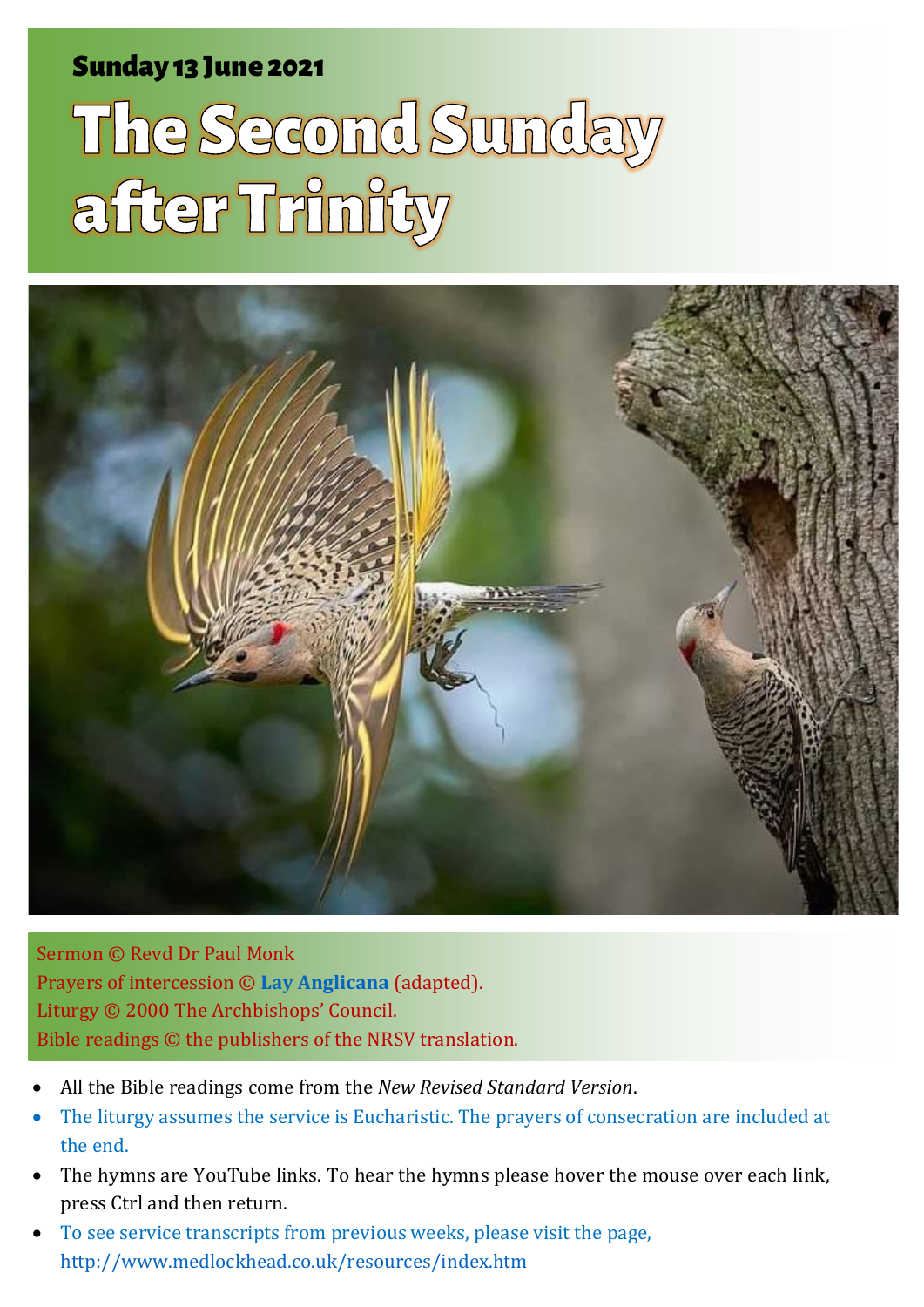**Sunday 13 June 2021**

# The Second Sunday after Trinity

Sermon © Revd Dr Paul Monk
Prayers of intercession © **Lay Anglicana** (adapted).
Liturgy © 2000 The Archbishops' Council.
Bible readings © the publishers of the NRSV translation.

- All the Bible readings come from the *New Revised Standard Version*.
- The liturgy assumes the service is Eucharistic. The prayers of consecration are included at the end.
- The hymns are YouTube links. To hear the hymns please hover the mouse over each link, press Ctrl and then return.
- To see service transcripts from previous weeks, please visit the page, http://www.medlockhead.co.uk/resources/index.htm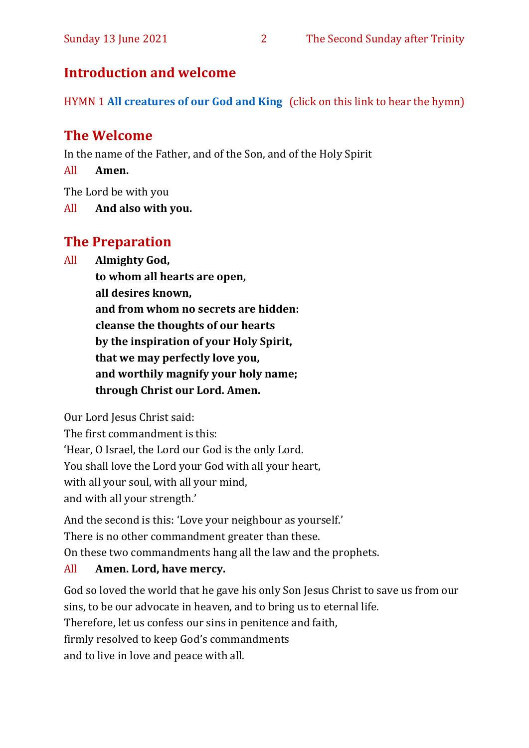## Introduction and welcome

HYMN 1 **All creatures of our God and King** (click on this link to hear the hymn)

## The Welcome

In the name of the Father, and of the Son, and of the Holy Spirit

All **Amen.**

The Lord be with you

All **And also with you.**

## The Preparation

All **Almighty God,**
**to whom all hearts are open,**
**all desires known,**
**and from whom no secrets are hidden:**
**cleanse the thoughts of our hearts**
**by the inspiration of your Holy Spirit,**
**that we may perfectly love you,**
**and worthily magnify your holy name;**
**through Christ our Lord. Amen.**

Our Lord Jesus Christ said:
The first commandment is this:
'Hear, O Israel, the Lord our God is the only Lord.
You shall love the Lord your God with all your heart,
with all your soul, with all your mind,
and with all your strength.'

And the second is this: 'Love your neighbour as yourself.'
There is no other commandment greater than these.
On these two commandments hang all the law and the prophets.

All **Amen. Lord, have mercy.**

God so loved the world that he gave his only Son Jesus Christ to save us from our sins, to be our advocate in heaven, and to bring us to eternal life.
Therefore, let us confess our sins in penitence and faith,
firmly resolved to keep God's commandments
and to live in love and peace with all.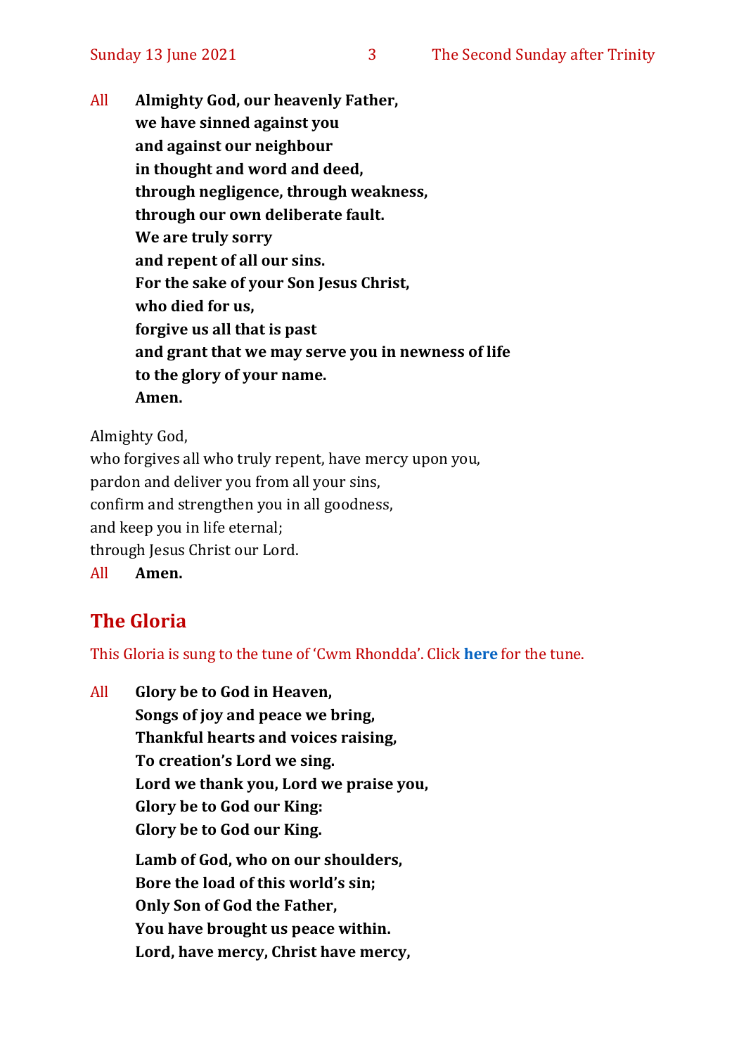All **Almighty God, our heavenly Father,**
**we have sinned against you**
**and against our neighbour**
**in thought and word and deed,**
**through negligence, through weakness,**
**through our own deliberate fault.**
**We are truly sorry**
**and repent of all our sins.**
**For the sake of your Son Jesus Christ,**
**who died for us,**
**forgive us all that is past**
**and grant that we may serve you in newness of life**
**to the glory of your name.**
**Amen.**

Almighty God,
who forgives all who truly repent, have mercy upon you,
pardon and deliver you from all your sins,
confirm and strengthen you in all goodness,
and keep you in life eternal;
through Jesus Christ our Lord.
All **Amen.**

## The Gloria

This Gloria is sung to the tune of 'Cwm Rhondda'. Click **here** for the tune.

All **Glory be to God in Heaven,**
**Songs of joy and peace we bring,**
**Thankful hearts and voices raising,**
**To creation's Lord we sing.**
**Lord we thank you, Lord we praise you,**
**Glory be to God our King:**
**Glory be to God our King.**

**Lamb of God, who on our shoulders,**
**Bore the load of this world's sin;**
**Only Son of God the Father,**
**You have brought us peace within.**
**Lord, have mercy, Christ have mercy,**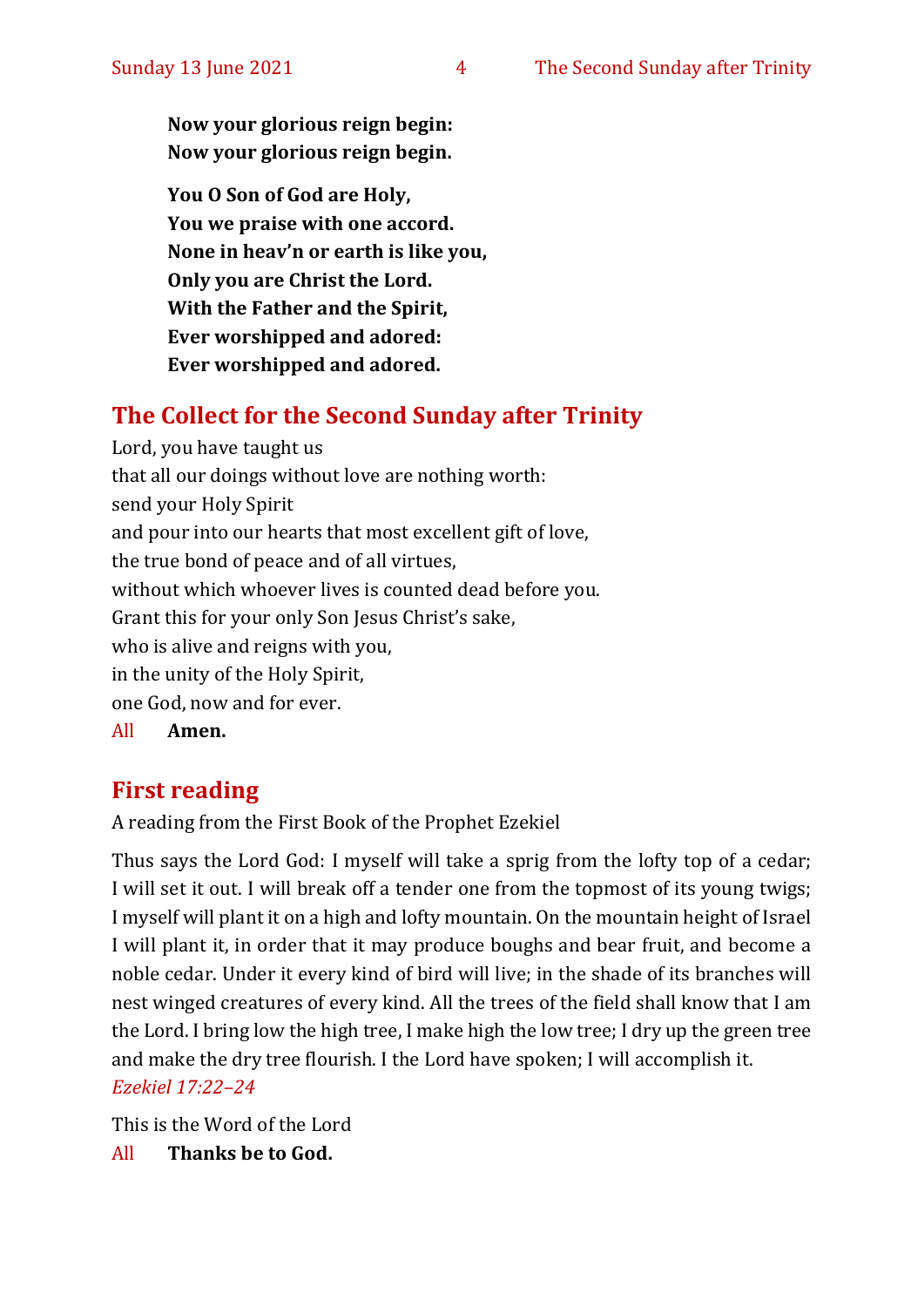**Now your glorious reign begin:**
**Now your glorious reign begin.**

**You O Son of God are Holy,**
**You we praise with one accord.**
**None in heav'n or earth is like you,**
**Only you are Christ the Lord.**
**With the Father and the Spirit,**
**Ever worshipped and adored:**
**Ever worshipped and adored.**

## The Collect for the Second Sunday after Trinity

Lord, you have taught us
that all our doings without love are nothing worth:
send your Holy Spirit
and pour into our hearts that most excellent gift of love,
the true bond of peace and of all virtues,
without which whoever lives is counted dead before you.
Grant this for your only Son Jesus Christ's sake,
who is alive and reigns with you,
in the unity of the Holy Spirit,
one God, now and for ever.

All **Amen.**

## First reading

A reading from the First Book of the Prophet Ezekiel

Thus says the Lord God: I myself will take a sprig from the lofty top of a cedar; I will set it out. I will break off a tender one from the topmost of its young twigs; I myself will plant it on a high and lofty mountain. On the mountain height of Israel I will plant it, in order that it may produce boughs and bear fruit, and become a noble cedar. Under it every kind of bird will live; in the shade of its branches will nest winged creatures of every kind. All the trees of the field shall know that I am the Lord. I bring low the high tree, I make high the low tree; I dry up the green tree and make the dry tree flourish. I the Lord have spoken; I will accomplish it.
*Ezekiel 17:22–24*

This is the Word of the Lord

All **Thanks be to God.**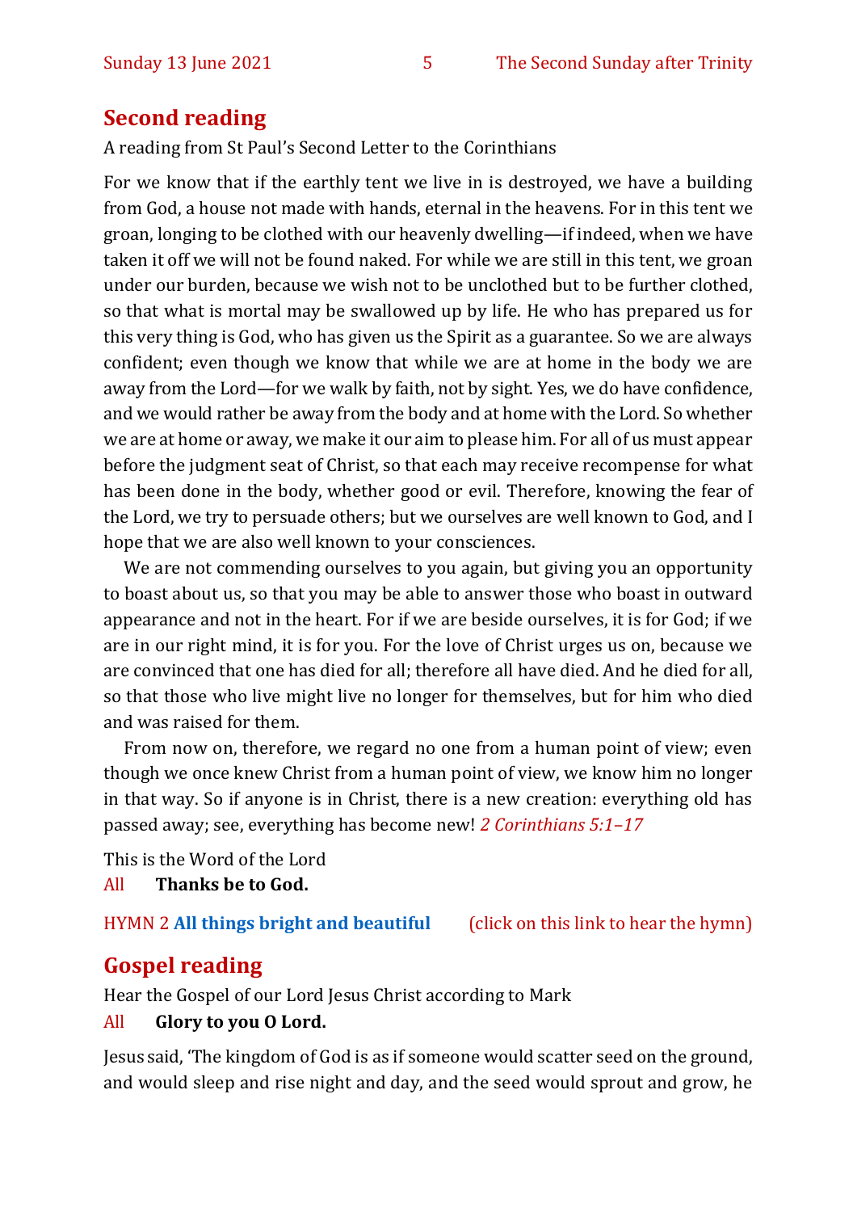## Second reading

A reading from St Paul's Second Letter to the Corinthians

For we know that if the earthly tent we live in is destroyed, we have a building from God, a house not made with hands, eternal in the heavens. For in this tent we groan, longing to be clothed with our heavenly dwelling—if indeed, when we have taken it off we will not be found naked. For while we are still in this tent, we groan under our burden, because we wish not to be unclothed but to be further clothed, so that what is mortal may be swallowed up by life. He who has prepared us for this very thing is God, who has given us the Spirit as a guarantee. So we are always confident; even though we know that while we are at home in the body we are away from the Lord—for we walk by faith, not by sight. Yes, we do have confidence, and we would rather be away from the body and at home with the Lord. So whether we are at home or away, we make it our aim to please him. For all of us must appear before the judgment seat of Christ, so that each may receive recompense for what has been done in the body, whether good or evil. Therefore, knowing the fear of the Lord, we try to persuade others; but we ourselves are well known to God, and I hope that we are also well known to your consciences.

We are not commending ourselves to you again, but giving you an opportunity to boast about us, so that you may be able to answer those who boast in outward appearance and not in the heart. For if we are beside ourselves, it is for God; if we are in our right mind, it is for you. For the love of Christ urges us on, because we are convinced that one has died for all; therefore all have died. And he died for all, so that those who live might live no longer for themselves, but for him who died and was raised for them.

From now on, therefore, we regard no one from a human point of view; even though we once knew Christ from a human point of view, we know him no longer in that way. So if anyone is in Christ, there is a new creation: everything old has passed away; see, everything has become new! *2 Corinthians 5:1–17*

This is the Word of the Lord

All **Thanks be to God.**

HYMN 2 **All things bright and beautiful** (click on this link to hear the hymn)

## Gospel reading

Hear the Gospel of our Lord Jesus Christ according to Mark

All **Glory to you O Lord.**

Jesus said, 'The kingdom of God is as if someone would scatter seed on the ground, and would sleep and rise night and day, and the seed would sprout and grow, he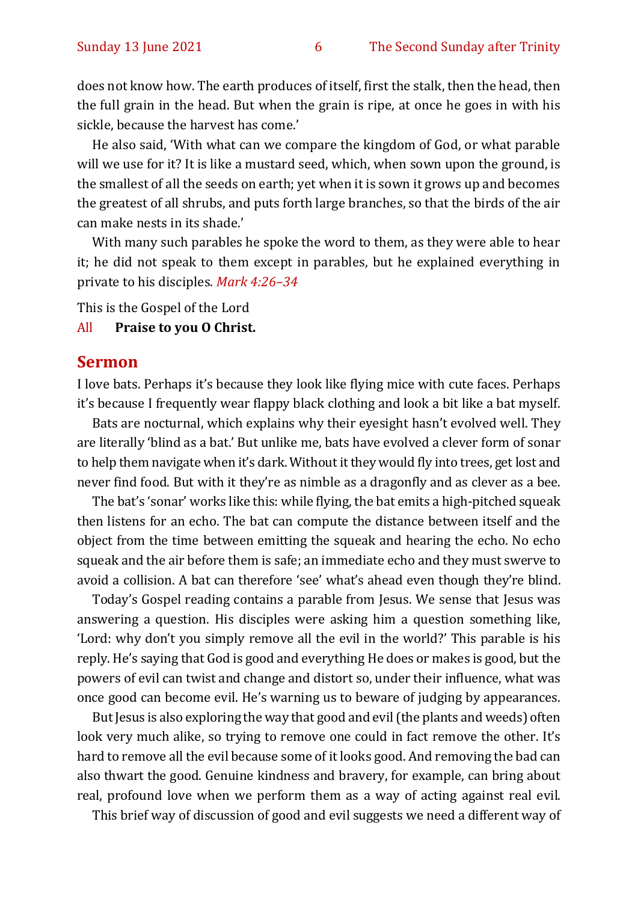does not know how. The earth produces of itself, first the stalk, then the head, then the full grain in the head. But when the grain is ripe, at once he goes in with his sickle, because the harvest has come.'

He also said, 'With what can we compare the kingdom of God, or what parable will we use for it? It is like a mustard seed, which, when sown upon the ground, is the smallest of all the seeds on earth; yet when it is sown it grows up and becomes the greatest of all shrubs, and puts forth large branches, so that the birds of the air can make nests in its shade.'

With many such parables he spoke the word to them, as they were able to hear it; he did not speak to them except in parables, but he explained everything in private to his disciples. *Mark 4:26–34*

This is the Gospel of the Lord

All **Praise to you O Christ.**

## Sermon

I love bats. Perhaps it's because they look like flying mice with cute faces. Perhaps it's because I frequently wear flappy black clothing and look a bit like a bat myself.

Bats are nocturnal, which explains why their eyesight hasn't evolved well. They are literally 'blind as a bat.' But unlike me, bats have evolved a clever form of sonar to help them navigate when it's dark. Without it they would fly into trees, get lost and never find food. But with it they're as nimble as a dragonfly and as clever as a bee.

The bat's 'sonar' works like this: while flying, the bat emits a high-pitched squeak then listens for an echo. The bat can compute the distance between itself and the object from the time between emitting the squeak and hearing the echo. No echo squeak and the air before them is safe; an immediate echo and they must swerve to avoid a collision. A bat can therefore 'see' what's ahead even though they're blind.

Today's Gospel reading contains a parable from Jesus. We sense that Jesus was answering a question. His disciples were asking him a question something like, 'Lord: why don't you simply remove all the evil in the world?' This parable is his reply. He's saying that God is good and everything He does or makes is good, but the powers of evil can twist and change and distort so, under their influence, what was once good can become evil. He's warning us to beware of judging by appearances.

But Jesus is also exploring the way that good and evil (the plants and weeds) often look very much alike, so trying to remove one could in fact remove the other. It's hard to remove all the evil because some of it looks good. And removing the bad can also thwart the good. Genuine kindness and bravery, for example, can bring about real, profound love when we perform them as a way of acting against real evil.

This brief way of discussion of good and evil suggests we need a different way of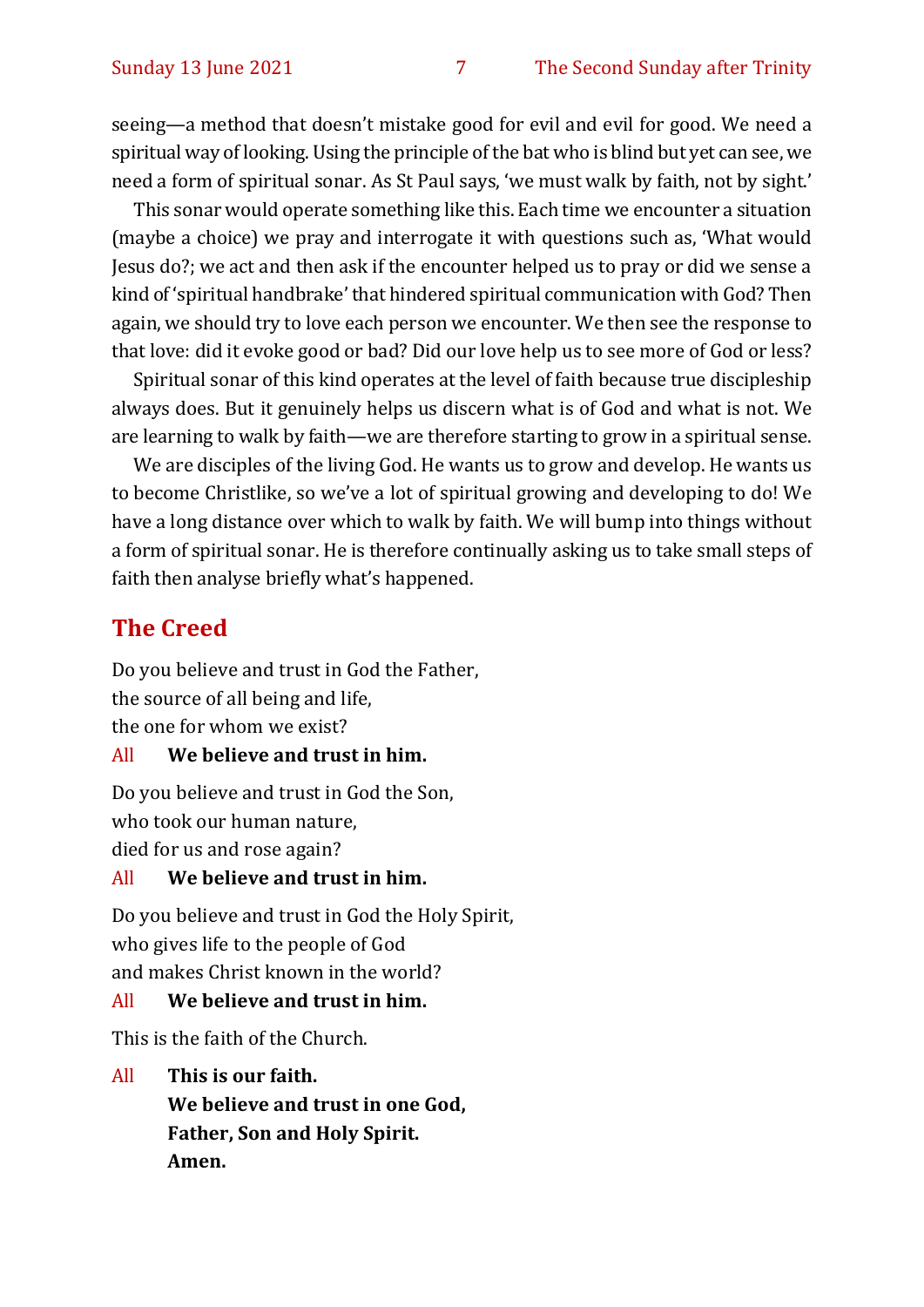seeing—a method that doesn't mistake good for evil and evil for good. We need a spiritual way of looking. Using the principle of the bat who is blind but yet can see, we need a form of spiritual sonar. As St Paul says, 'we must walk by faith, not by sight.'

This sonar would operate something like this. Each time we encounter a situation (maybe a choice) we pray and interrogate it with questions such as, 'What would Jesus do?; we act and then ask if the encounter helped us to pray or did we sense a kind of 'spiritual handbrake' that hindered spiritual communication with God? Then again, we should try to love each person we encounter. We then see the response to that love: did it evoke good or bad? Did our love help us to see more of God or less?

Spiritual sonar of this kind operates at the level of faith because true discipleship always does. But it genuinely helps us discern what is of God and what is not. We are learning to walk by faith—we are therefore starting to grow in a spiritual sense.

We are disciples of the living God. He wants us to grow and develop. He wants us to become Christlike, so we've a lot of spiritual growing and developing to do! We have a long distance over which to walk by faith. We will bump into things without a form of spiritual sonar. He is therefore continually asking us to take small steps of faith then analyse briefly what's happened.

## The Creed

Do you believe and trust in God the Father,
the source of all being and life,
the one for whom we exist?

All **We believe and trust in him.**

Do you believe and trust in God the Son,
who took our human nature,
died for us and rose again?

All **We believe and trust in him.**

Do you believe and trust in God the Holy Spirit,
who gives life to the people of God
and makes Christ known in the world?

All **We believe and trust in him.**

This is the faith of the Church.

All **This is our faith.**
**We believe and trust in one God,**
**Father, Son and Holy Spirit.**
**Amen.**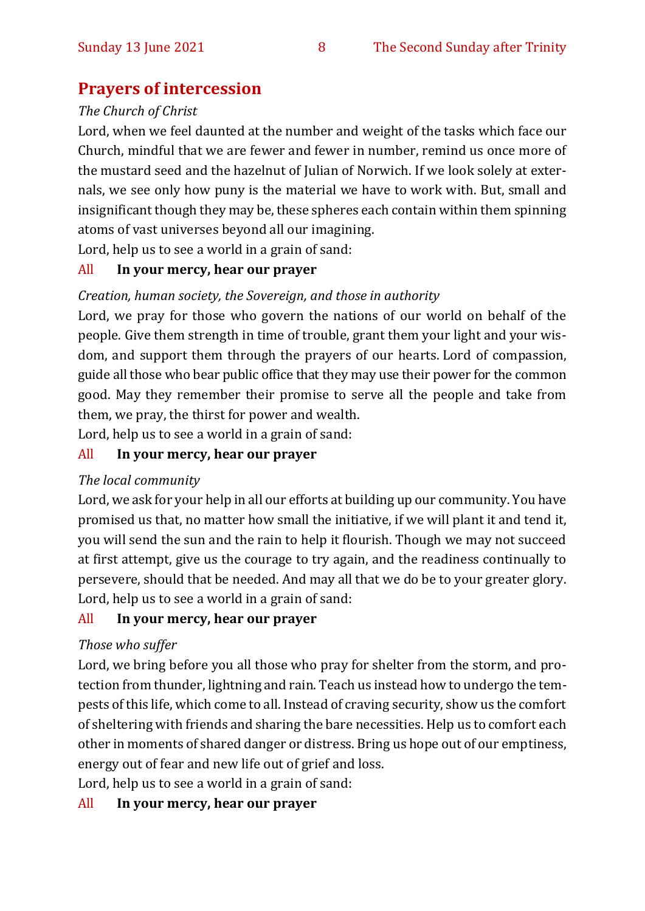## Prayers of intercession

*The Church of Christ*

Lord, when we feel daunted at the number and weight of the tasks which face our Church, mindful that we are fewer and fewer in number, remind us once more of the mustard seed and the hazelnut of Julian of Norwich. If we look solely at externals, we see only how puny is the material we have to work with. But, small and insignificant though they may be, these spheres each contain within them spinning atoms of vast universes beyond all our imagining.

Lord, help us to see a world in a grain of sand:

All **In your mercy, hear our prayer**

*Creation, human society, the Sovereign, and those in authority*

Lord, we pray for those who govern the nations of our world on behalf of the people. Give them strength in time of trouble, grant them your light and your wisdom, and support them through the prayers of our hearts. Lord of compassion, guide all those who bear public office that they may use their power for the common good. May they remember their promise to serve all the people and take from them, we pray, the thirst for power and wealth.

Lord, help us to see a world in a grain of sand:

All **In your mercy, hear our prayer**

*The local community*

Lord, we ask for your help in all our efforts at building up our community. You have promised us that, no matter how small the initiative, if we will plant it and tend it, you will send the sun and the rain to help it flourish. Though we may not succeed at first attempt, give us the courage to try again, and the readiness continually to persevere, should that be needed. And may all that we do be to your greater glory.

Lord, help us to see a world in a grain of sand:

All **In your mercy, hear our prayer**

*Those who suffer*

Lord, we bring before you all those who pray for shelter from the storm, and protection from thunder, lightning and rain. Teach us instead how to undergo the tempests of this life, which come to all. Instead of craving security, show us the comfort of sheltering with friends and sharing the bare necessities. Help us to comfort each other in moments of shared danger or distress. Bring us hope out of our emptiness, energy out of fear and new life out of grief and loss.

Lord, help us to see a world in a grain of sand:

All **In your mercy, hear our prayer**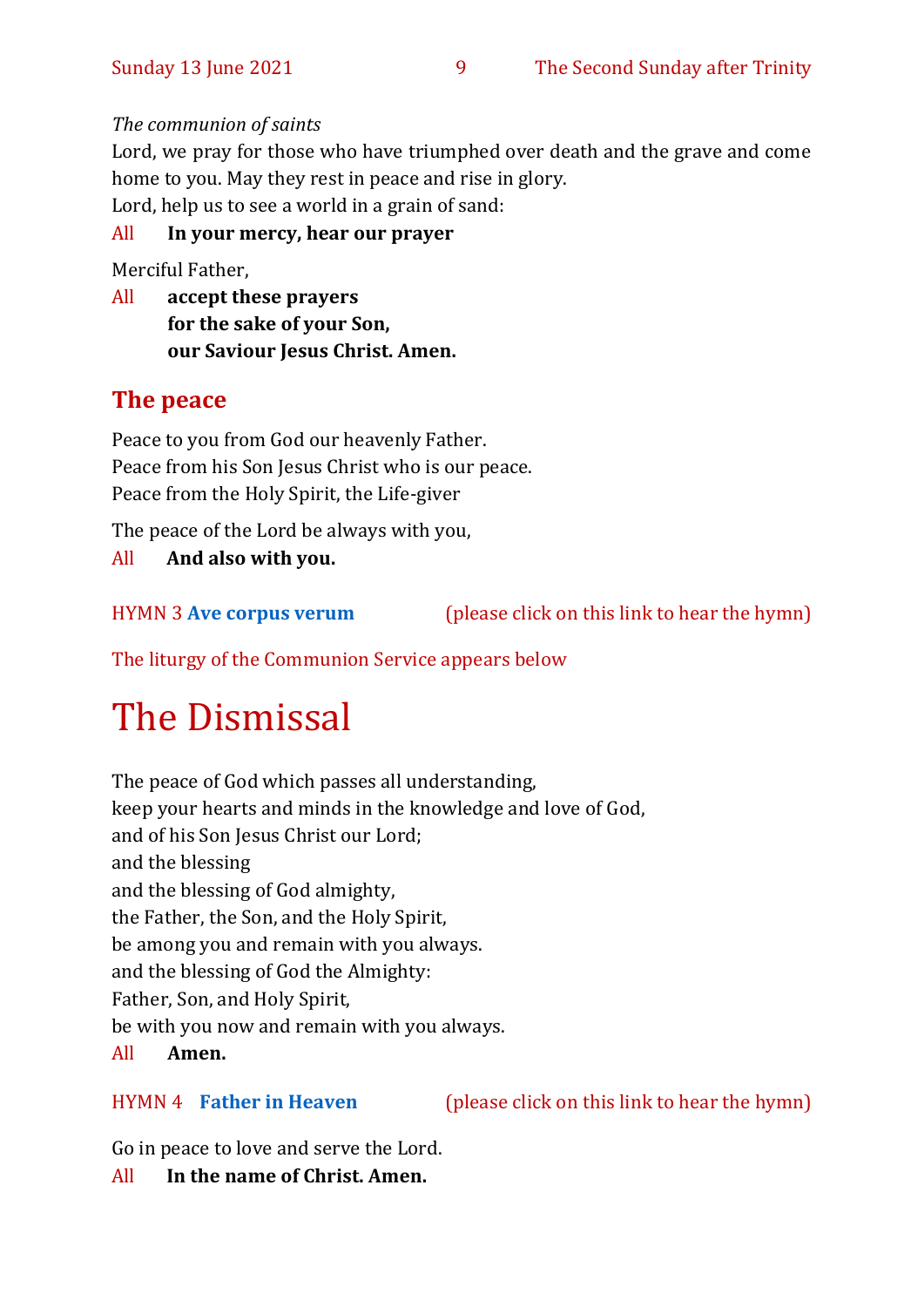*The communion of saints*

Lord, we pray for those who have triumphed over death and the grave and come home to you. May they rest in peace and rise in glory.

Lord, help us to see a world in a grain of sand:

All **In your mercy, hear our prayer**

Merciful Father,

All **accept these prayers**
**for the sake of your Son,**
**our Saviour Jesus Christ. Amen.**

## The peace

Peace to you from God our heavenly Father.
Peace from his Son Jesus Christ who is our peace.
Peace from the Holy Spirit, the Life-giver

The peace of the Lord be always with you,

All **And also with you.**

HYMN 3 **Ave corpus verum** (please click on this link to hear the hymn)

The liturgy of the Communion Service appears below

# The Dismissal

The peace of God which passes all understanding,
keep your hearts and minds in the knowledge and love of God,
and of his Son Jesus Christ our Lord;
and the blessing
and the blessing of God almighty,
the Father, the Son, and the Holy Spirit,
be among you and remain with you always.
and the blessing of God the Almighty:
Father, Son, and Holy Spirit,
be with you now and remain with you always.

All **Amen.**

HYMN 4 **Father in Heaven** (please click on this link to hear the hymn)

Go in peace to love and serve the Lord.

All **In the name of Christ. Amen.**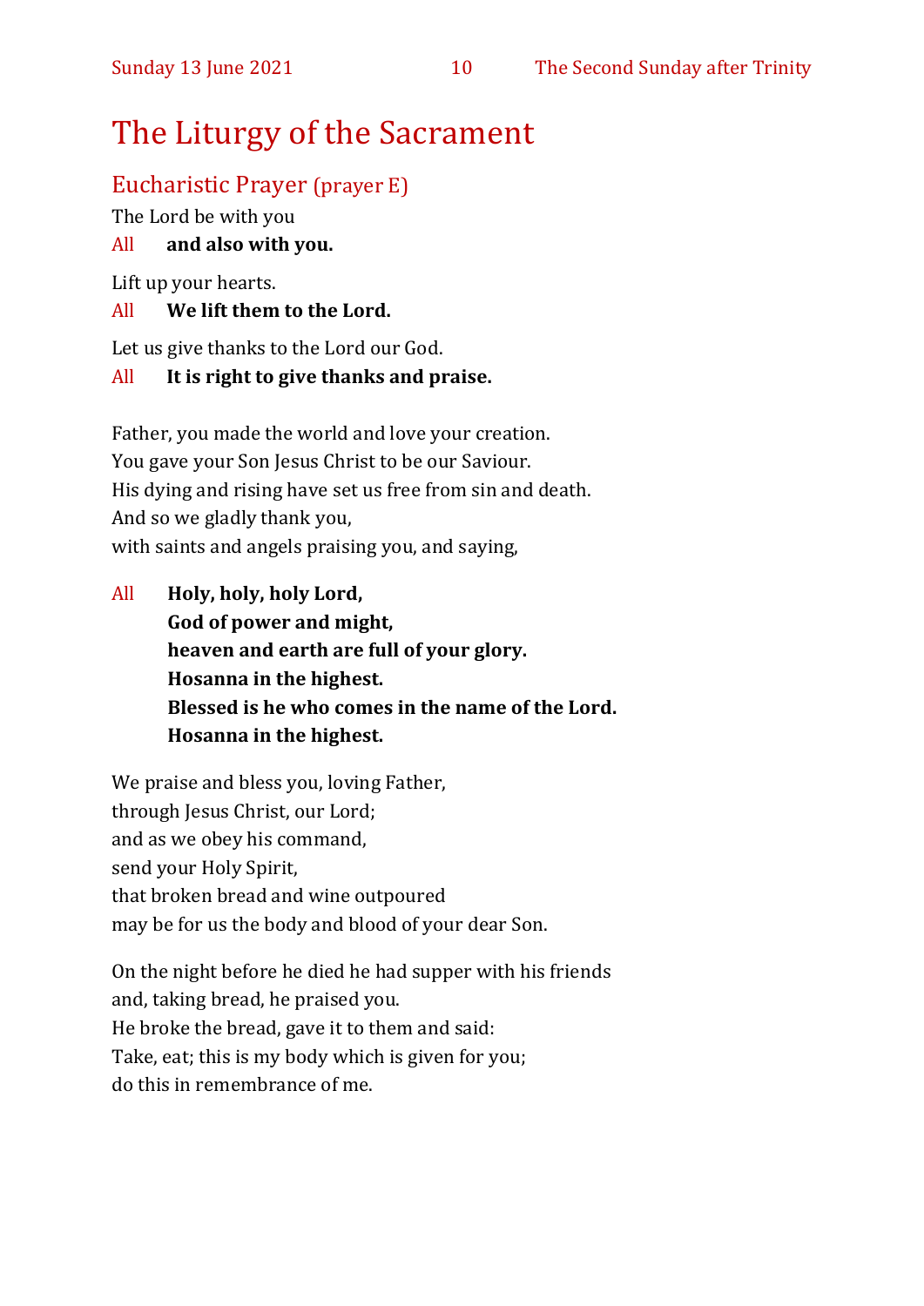# The Liturgy of the Sacrament

## Eucharistic Prayer (prayer E)

The Lord be with you

All **and also with you.**

Lift up your hearts.

All **We lift them to the Lord.**

Let us give thanks to the Lord our God.

All **It is right to give thanks and praise.**

Father, you made the world and love your creation.
You gave your Son Jesus Christ to be our Saviour.
His dying and rising have set us free from sin and death.
And so we gladly thank you,
with saints and angels praising you, and saying,

All **Holy, holy, holy Lord,**
**God of power and might,**
**heaven and earth are full of your glory.**
**Hosanna in the highest.**
**Blessed is he who comes in the name of the Lord.**
**Hosanna in the highest.**

We praise and bless you, loving Father,
through Jesus Christ, our Lord;
and as we obey his command,
send your Holy Spirit,
that broken bread and wine outpoured
may be for us the body and blood of your dear Son.

On the night before he died he had supper with his friends
and, taking bread, he praised you.
He broke the bread, gave it to them and said:
Take, eat; this is my body which is given for you;
do this in remembrance of me.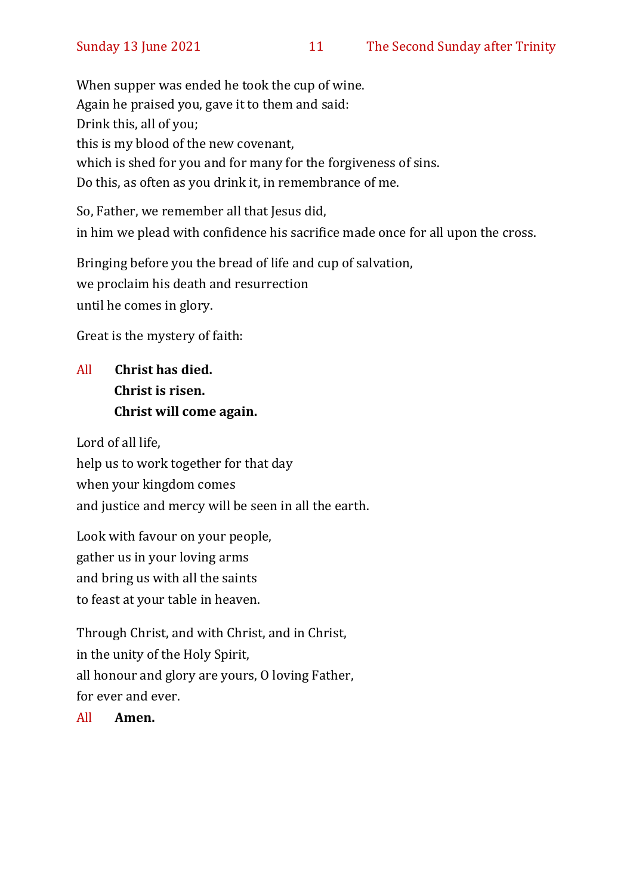When supper was ended he took the cup of wine.
Again he praised you, gave it to them and said:
Drink this, all of you;
this is my blood of the new covenant,
which is shed for you and for many for the forgiveness of sins.
Do this, as often as you drink it, in remembrance of me.

So, Father, we remember all that Jesus did,
in him we plead with confidence his sacrifice made once for all upon the cross.

Bringing before you the bread of life and cup of salvation,
we proclaim his death and resurrection
until he comes in glory.

Great is the mystery of faith:

All **Christ has died.**
**Christ is risen.**
**Christ will come again.**

Lord of all life,
help us to work together for that day
when your kingdom comes
and justice and mercy will be seen in all the earth.

Look with favour on your people,
gather us in your loving arms
and bring us with all the saints
to feast at your table in heaven.

Through Christ, and with Christ, and in Christ,
in the unity of the Holy Spirit,
all honour and glory are yours, O loving Father,
for ever and ever.

All **Amen.**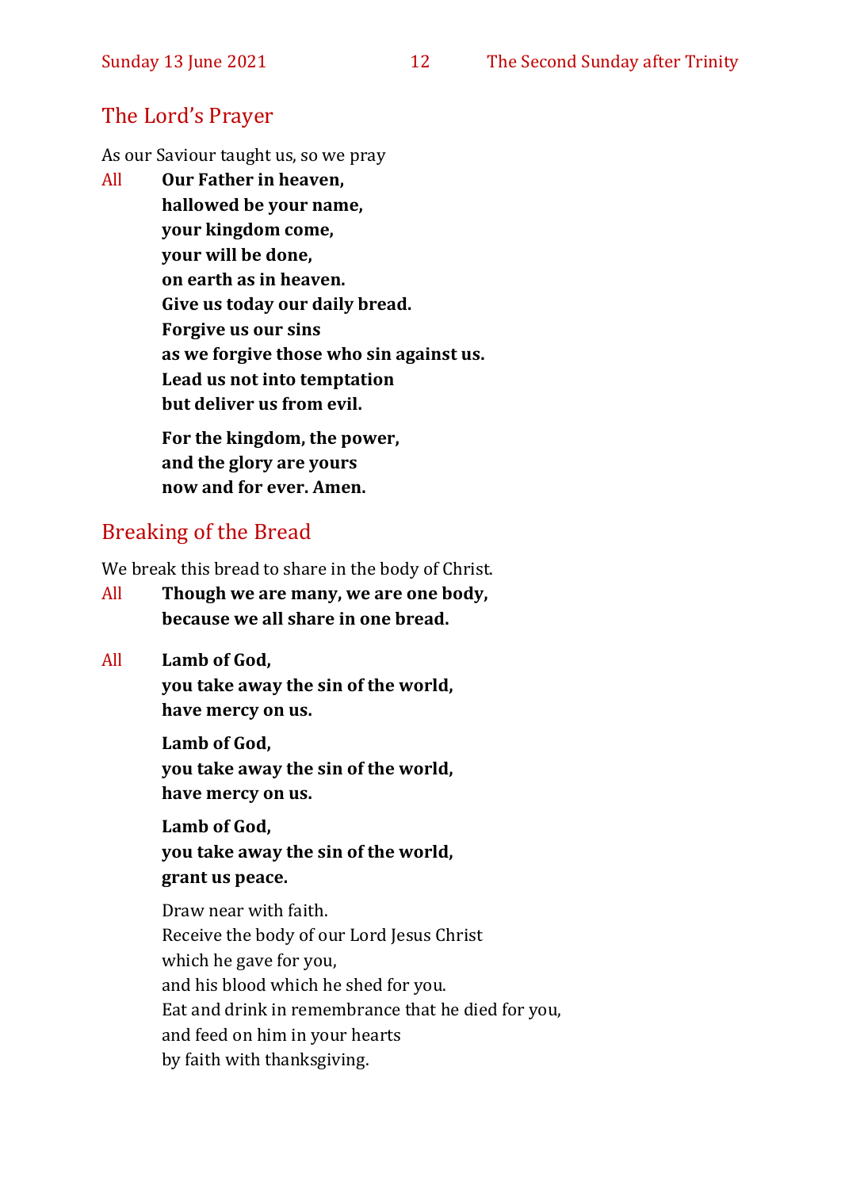## The Lord's Prayer

As our Saviour taught us, so we pray

All **Our Father in heaven,**
**hallowed be your name,**
**your kingdom come,**
**your will be done,**
**on earth as in heaven.**
**Give us today our daily bread.**
**Forgive us our sins**
**as we forgive those who sin against us.**
**Lead us not into temptation**
**but deliver us from evil.**

**For the kingdom, the power,**
**and the glory are yours**
**now and for ever. Amen.**

## Breaking of the Bread

We break this bread to share in the body of Christ.

All **Though we are many, we are one body,**
**because we all share in one bread.**

All **Lamb of God,**
**you take away the sin of the world,**
**have mercy on us.**

**Lamb of God,**
**you take away the sin of the world,**
**have mercy on us.**

**Lamb of God,**
**you take away the sin of the world,**
**grant us peace.**

Draw near with faith.
Receive the body of our Lord Jesus Christ
which he gave for you,
and his blood which he shed for you.
Eat and drink in remembrance that he died for you,
and feed on him in your hearts
by faith with thanksgiving.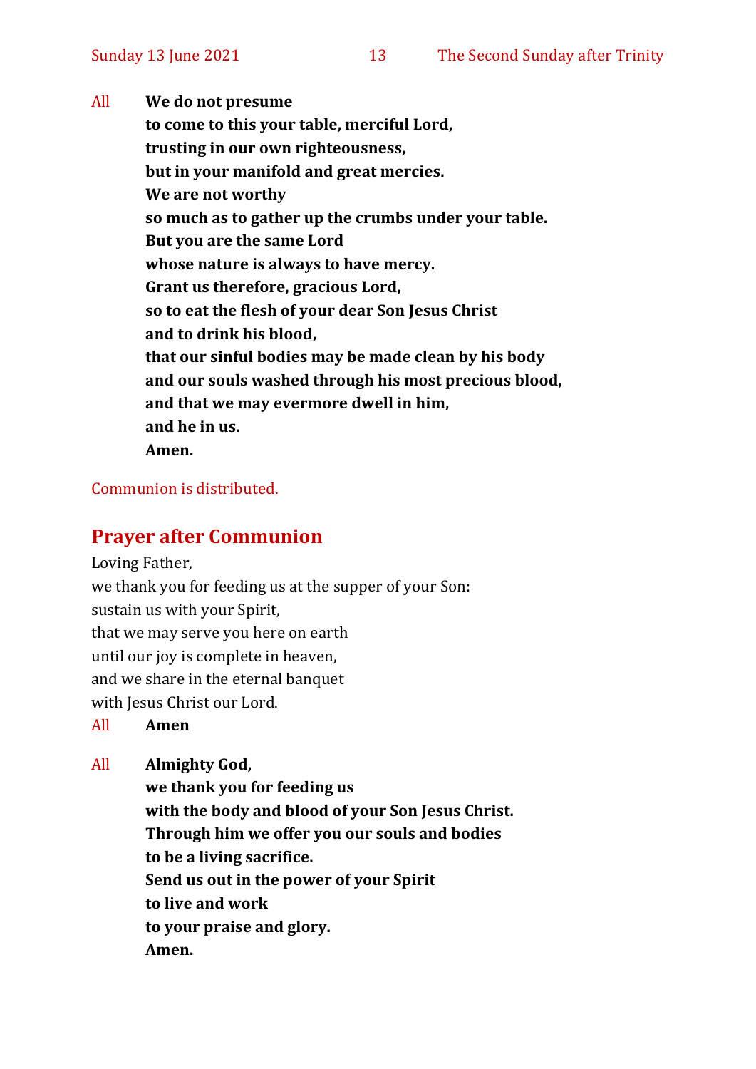All **We do not presume**
**to come to this your table, merciful Lord,**
**trusting in our own righteousness,**
**but in your manifold and great mercies.**
**We are not worthy**
**so much as to gather up the crumbs under your table.**
**But you are the same Lord**
**whose nature is always to have mercy.**
**Grant us therefore, gracious Lord,**
**so to eat the flesh of your dear Son Jesus Christ**
**and to drink his blood,**
**that our sinful bodies may be made clean by his body**
**and our souls washed through his most precious blood,**
**and that we may evermore dwell in him,**
**and he in us.**
**Amen.**

Communion is distributed.

## Prayer after Communion

Loving Father,
we thank you for feeding us at the supper of your Son:
sustain us with your Spirit,
that we may serve you here on earth
until our joy is complete in heaven,
and we share in the eternal banquet
with Jesus Christ our Lord.

All **Amen**

All **Almighty God,**
**we thank you for feeding us**
**with the body and blood of your Son Jesus Christ.**
**Through him we offer you our souls and bodies**
**to be a living sacrifice.**
**Send us out in the power of your Spirit**
**to live and work**
**to your praise and glory.**
**Amen.**